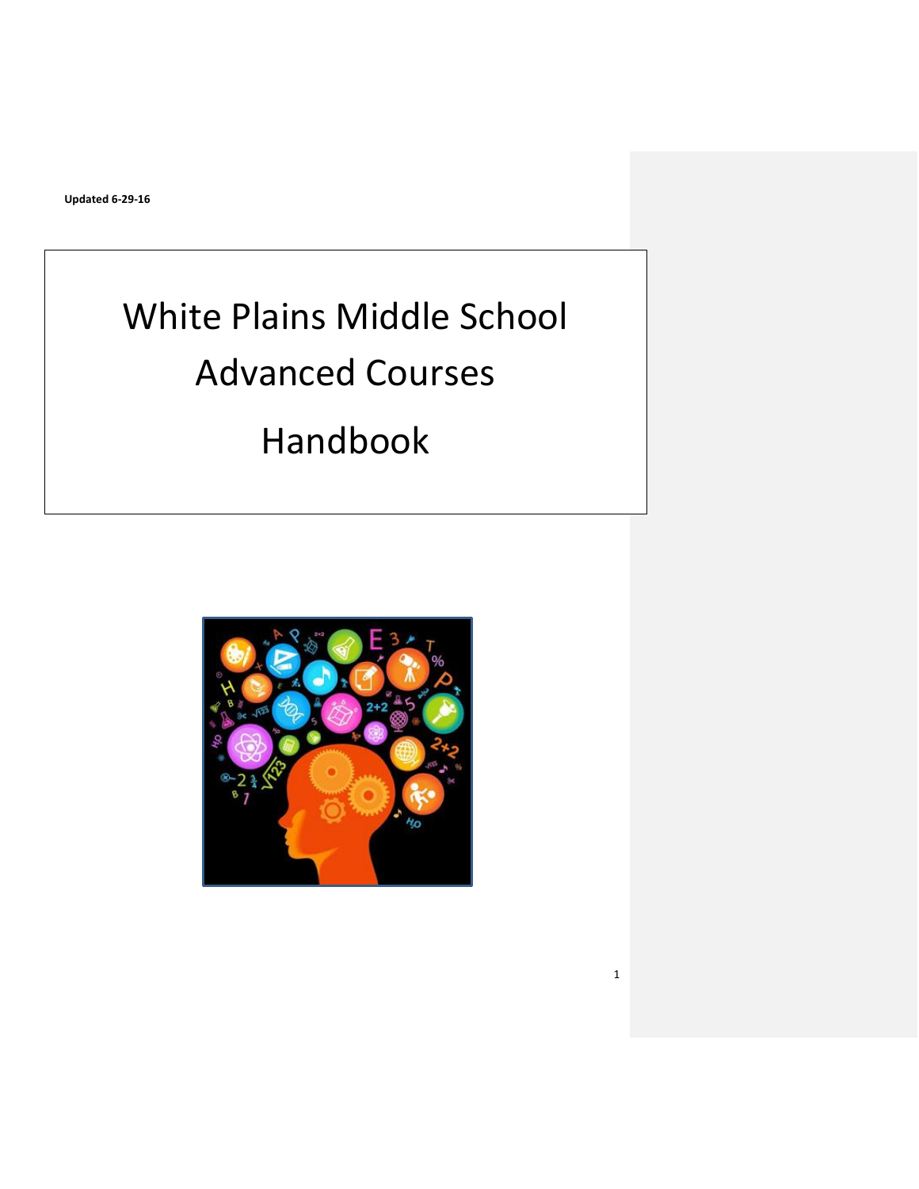**Updated 6-29-16**

# White Plains Middle School Advanced Courses Handbook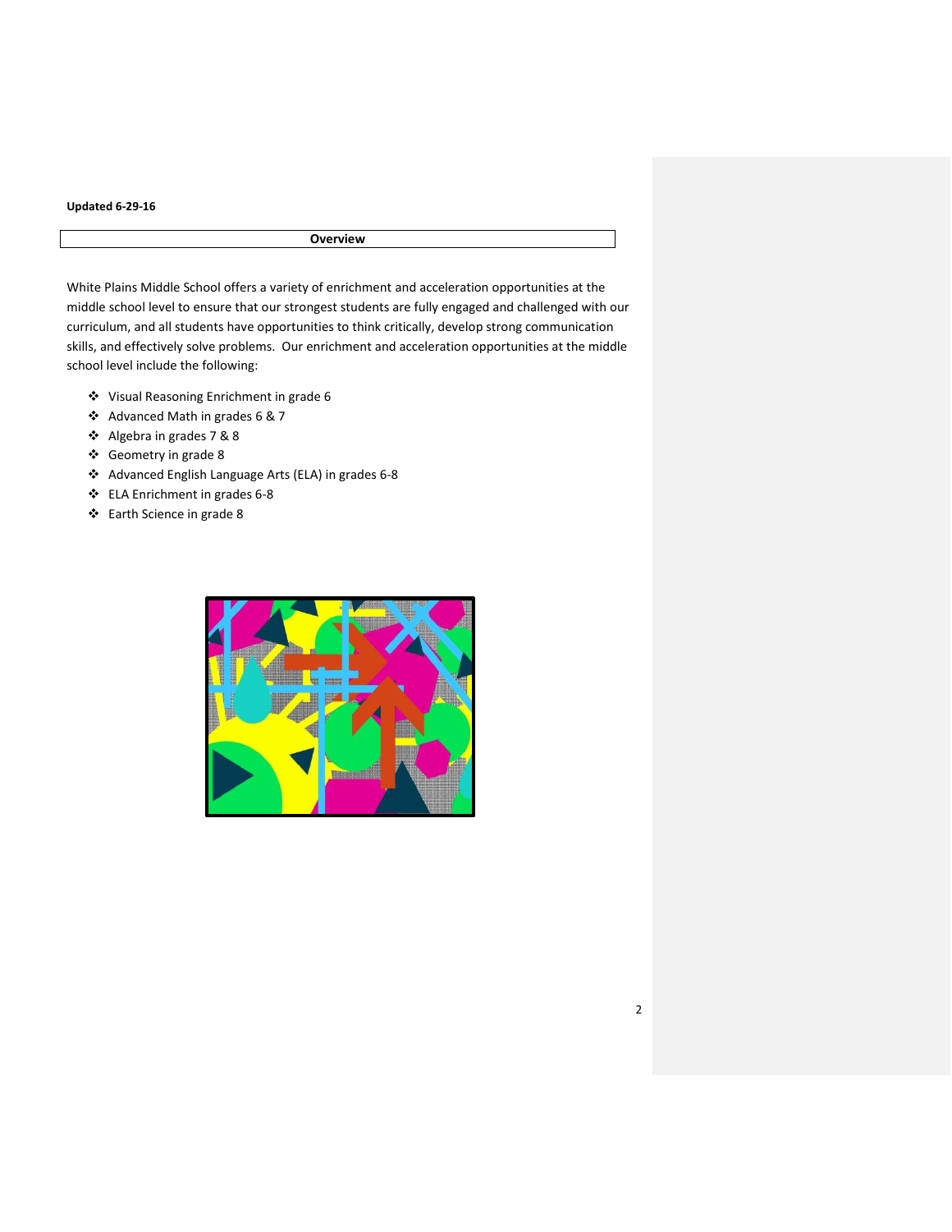**Updated 6-29-16**

## Overview

White Plains Middle School offers a variety of enrichment and acceleration opportunities at the middle school level to ensure that our strongest students are fully engaged and challenged with our curriculum, and all students have opportunities to think critically, develop strong communication skills, and effectively solve problems. Our enrichment and acceleration opportunities at the middle school level include the following:

- Visual Reasoning Enrichment in grade 6
- Advanced Math in grades 6 & 7
- Algebra in grades 7 & 8
- Geometry in grade 8
- Advanced English Language Arts (ELA) in grades 6-8
- ELA Enrichment in grades 6-8
- Earth Science in grade 8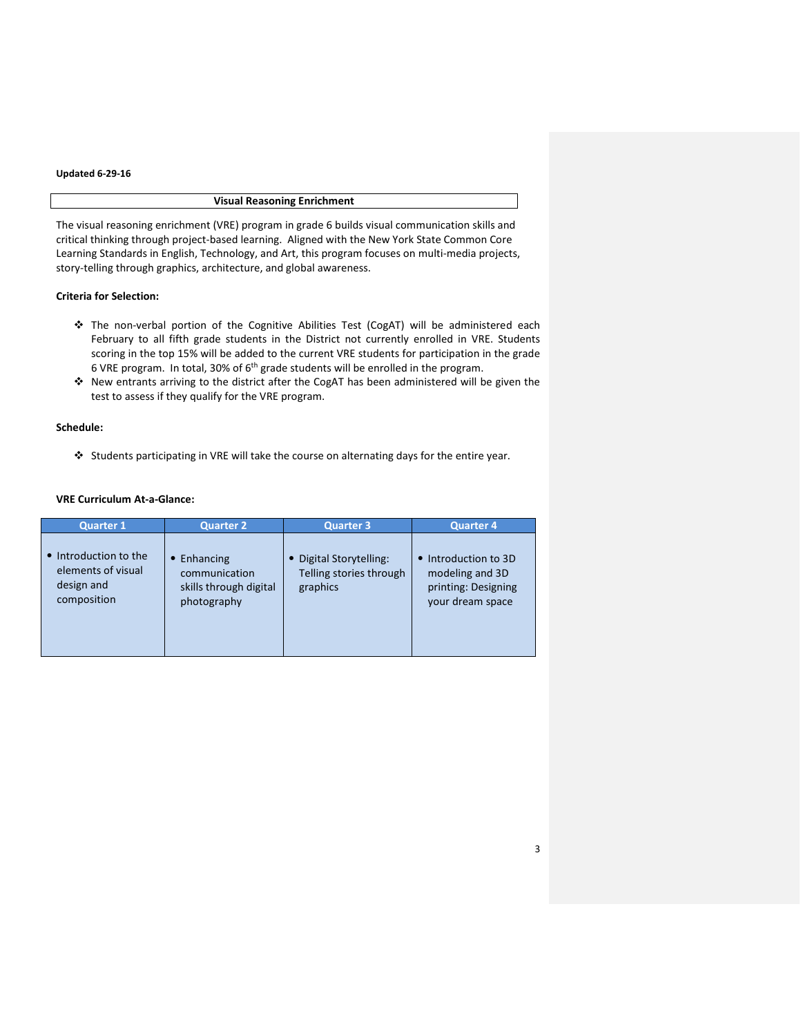**Updated 6-29-16**

## Visual Reasoning Enrichment

The visual reasoning enrichment (VRE) program in grade 6 builds visual communication skills and critical thinking through project-based learning. Aligned with the New York State Common Core Learning Standards in English, Technology, and Art, this program focuses on multi-media projects, story-telling through graphics, architecture, and global awareness.

**Criteria for Selection:**

- ❖ The non-verbal portion of the Cognitive Abilities Test (CogAT) will be administered each February to all fifth grade students in the District not currently enrolled in VRE. Students scoring in the top 15% will be added to the current VRE students for participation in the grade 6 VRE program. In total, 30% of 6th grade students will be enrolled in the program.
- ❖ New entrants arriving to the district after the CogAT has been administered will be given the test to assess if they qualify for the VRE program.

**Schedule:**

- ❖ Students participating in VRE will take the course on alternating days for the entire year.

**VRE Curriculum At-a-Glance:**

| Quarter 1 | Quarter 2 | Quarter 3 | Quarter 4 |
|---|---|---|---|
| • Introduction to the elements of visual design and composition | • Enhancing communication skills through digital photography | • Digital Storytelling: Telling stories through graphics | • Introduction to 3D modeling and 3D printing: Designing your dream space |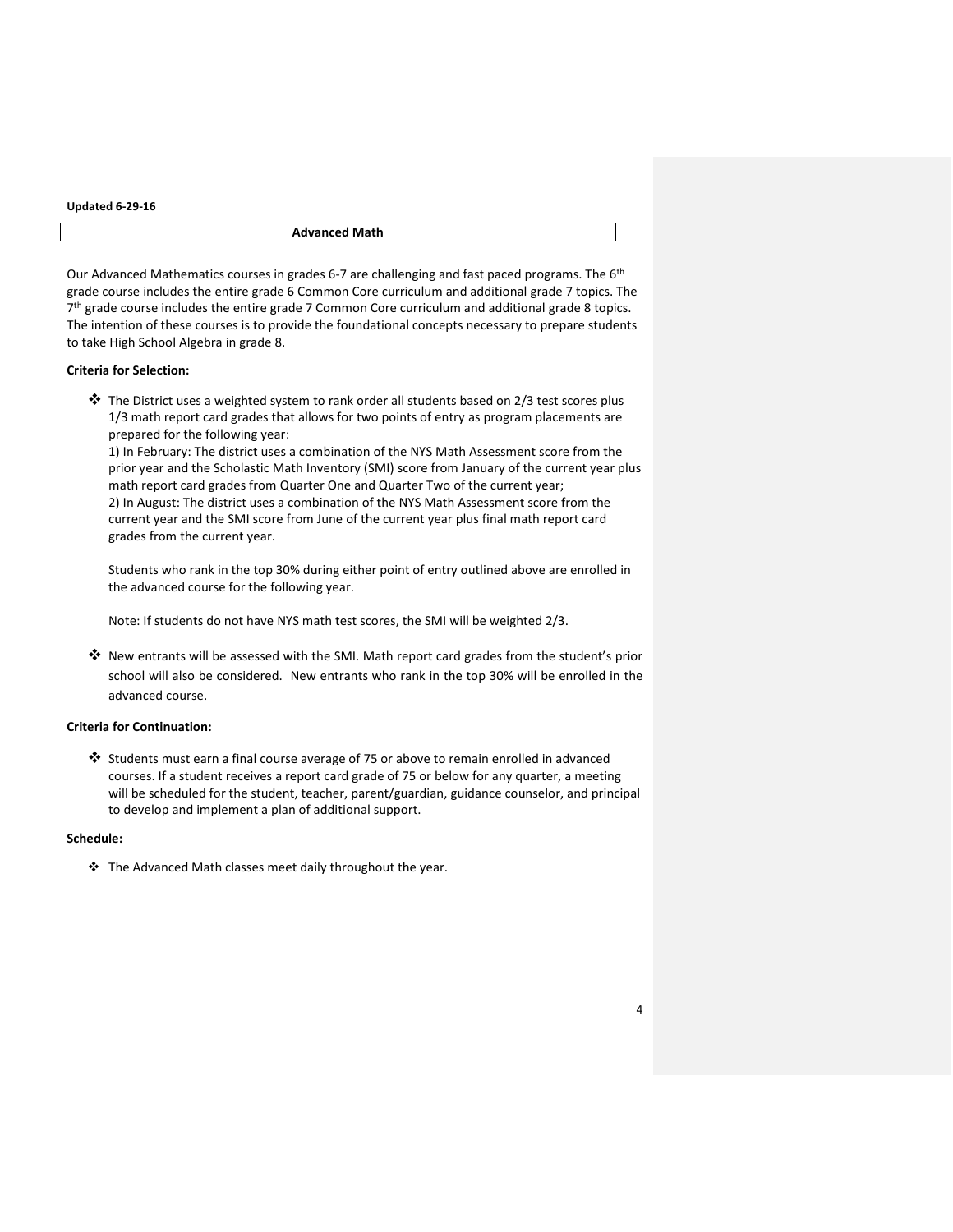**Updated 6-29-16**

## Advanced Math

Our Advanced Mathematics courses in grades 6-7 are challenging and fast paced programs. The 6th grade course includes the entire grade 6 Common Core curriculum and additional grade 7 topics. The 7th grade course includes the entire grade 7 Common Core curriculum and additional grade 8 topics. The intention of these courses is to provide the foundational concepts necessary to prepare students to take High School Algebra in grade 8.

**Criteria for Selection:**

- The District uses a weighted system to rank order all students based on 2/3 test scores plus 1/3 math report card grades that allows for two points of entry as program placements are prepared for the following year:
  1) In February: The district uses a combination of the NYS Math Assessment score from the prior year and the Scholastic Math Inventory (SMI) score from January of the current year plus math report card grades from Quarter One and Quarter Two of the current year;
  2) In August: The district uses a combination of the NYS Math Assessment score from the current year and the SMI score from June of the current year plus final math report card grades from the current year.

  Students who rank in the top 30% during either point of entry outlined above are enrolled in the advanced course for the following year.

  Note: If students do not have NYS math test scores, the SMI will be weighted 2/3.

- New entrants will be assessed with the SMI. Math report card grades from the student's prior school will also be considered. New entrants who rank in the top 30% will be enrolled in the advanced course.

**Criteria for Continuation:**

- Students must earn a final course average of 75 or above to remain enrolled in advanced courses. If a student receives a report card grade of 75 or below for any quarter, a meeting will be scheduled for the student, teacher, parent/guardian, guidance counselor, and principal to develop and implement a plan of additional support.

**Schedule:**

- The Advanced Math classes meet daily throughout the year.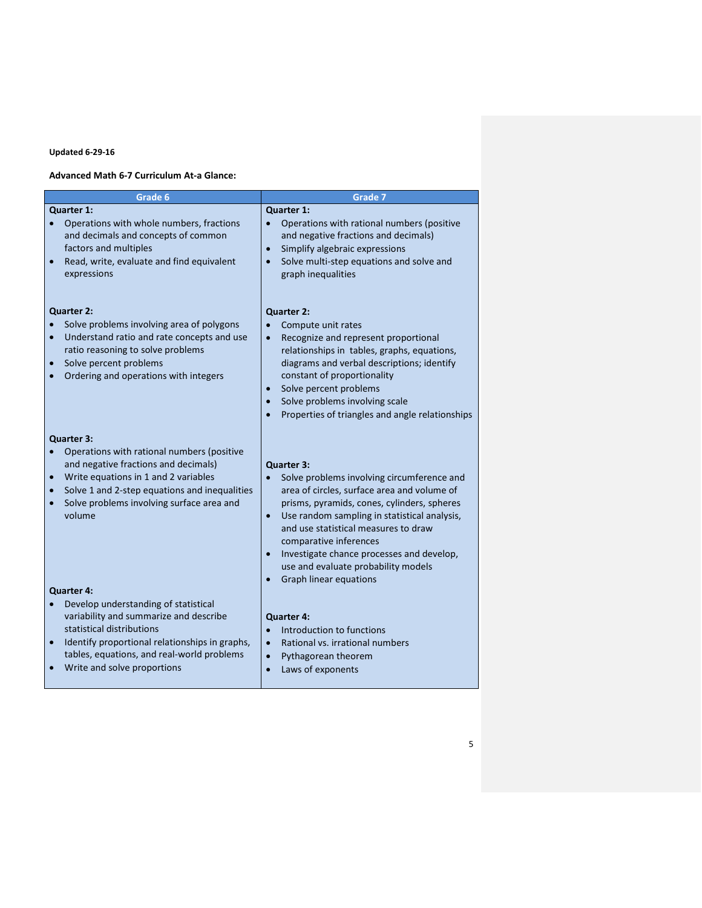**Updated 6-29-16**

**Advanced Math 6-7 Curriculum At-a Glance:**

| Grade 6 | Grade 7 |
|---|---|
| **Quarter 1:**<br>• Operations with whole numbers, fractions and decimals and concepts of common factors and multiples<br>• Read, write, evaluate and find equivalent expressions | **Quarter 1:**<br>• Operations with rational numbers (positive and negative fractions and decimals)<br>• Simplify algebraic expressions<br>• Solve multi-step equations and solve and graph inequalities |
| **Quarter 2:**<br>• Solve problems involving area of polygons<br>• Understand ratio and rate concepts and use ratio reasoning to solve problems<br>• Solve percent problems<br>• Ordering and operations with integers | **Quarter 2:**<br>• Compute unit rates<br>• Recognize and represent proportional relationships in tables, graphs, equations, diagrams and verbal descriptions; identify constant of proportionality<br>• Solve percent problems<br>• Solve problems involving scale<br>• Properties of triangles and angle relationships |
| **Quarter 3:**<br>• Operations with rational numbers (positive and negative fractions and decimals)<br>• Write equations in 1 and 2 variables<br>• Solve 1 and 2-step equations and inequalities<br>• Solve problems involving surface area and volume | **Quarter 3:**<br>• Solve problems involving circumference and area of circles, surface area and volume of prisms, pyramids, cones, cylinders, spheres<br>• Use random sampling in statistical analysis, and use statistical measures to draw comparative inferences<br>• Investigate chance processes and develop, use and evaluate probability models<br>• Graph linear equations |
| **Quarter 4:**<br>• Develop understanding of statistical variability and summarize and describe statistical distributions<br>• Identify proportional relationships in graphs, tables, equations, and real-world problems<br>• Write and solve proportions | **Quarter 4:**<br>• Introduction to functions<br>• Rational vs. irrational numbers<br>• Pythagorean theorem<br>• Laws of exponents |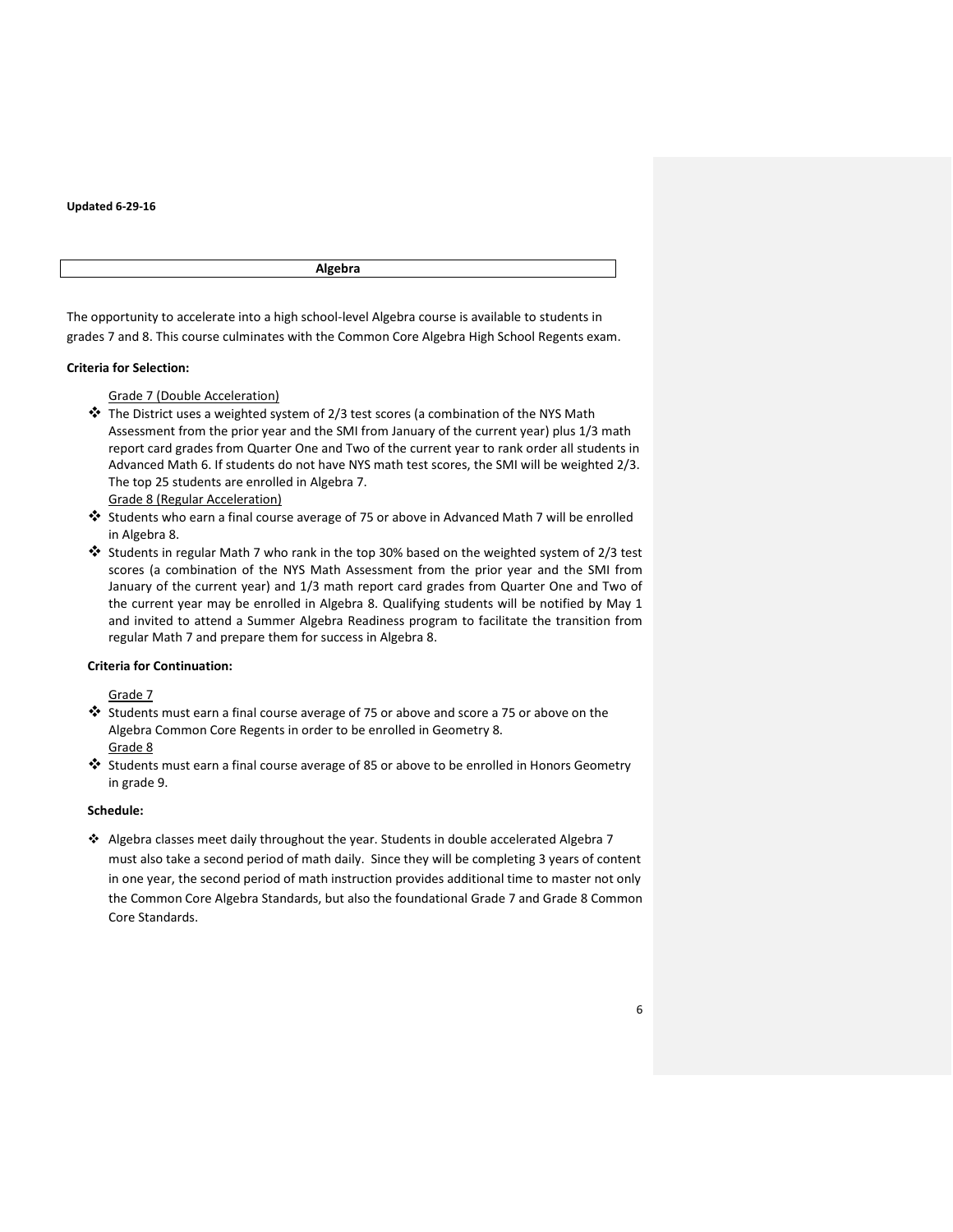Updated 6-29-16

## Algebra

The opportunity to accelerate into a high school-level Algebra course is available to students in grades 7 and 8. This course culminates with the Common Core Algebra High School Regents exam.

**Criteria for Selection:**

Grade 7 (Double Acceleration)

- The District uses a weighted system of 2/3 test scores (a combination of the NYS Math Assessment from the prior year and the SMI from January of the current year) plus 1/3 math report card grades from Quarter One and Two of the current year to rank order all students in Advanced Math 6. If students do not have NYS math test scores, the SMI will be weighted 2/3. The top 25 students are enrolled in Algebra 7.

Grade 8 (Regular Acceleration)

- Students who earn a final course average of 75 or above in Advanced Math 7 will be enrolled in Algebra 8.
- Students in regular Math 7 who rank in the top 30% based on the weighted system of 2/3 test scores (a combination of the NYS Math Assessment from the prior year and the SMI from January of the current year) and 1/3 math report card grades from Quarter One and Two of the current year may be enrolled in Algebra 8. Qualifying students will be notified by May 1 and invited to attend a Summer Algebra Readiness program to facilitate the transition from regular Math 7 and prepare them for success in Algebra 8.

**Criteria for Continuation:**

Grade 7

- Students must earn a final course average of 75 or above and score a 75 or above on the Algebra Common Core Regents in order to be enrolled in Geometry 8.

Grade 8

- Students must earn a final course average of 85 or above to be enrolled in Honors Geometry in grade 9.

**Schedule:**

- Algebra classes meet daily throughout the year. Students in double accelerated Algebra 7 must also take a second period of math daily. Since they will be completing 3 years of content in one year, the second period of math instruction provides additional time to master not only the Common Core Algebra Standards, but also the foundational Grade 7 and Grade 8 Common Core Standards.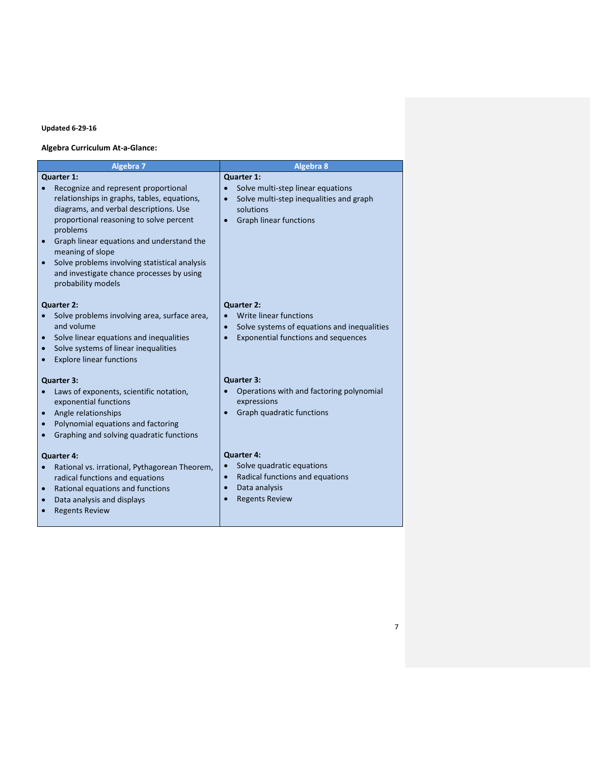**Updated 6-29-16**

**Algebra Curriculum At-a-Glance:**

| Algebra 7 | Algebra 8 |
|---|---|
| **Quarter 1:**<br>• Recognize and represent proportional relationships in graphs, tables, equations, diagrams, and verbal descriptions. Use proportional reasoning to solve percent problems<br>• Graph linear equations and understand the meaning of slope<br>• Solve problems involving statistical analysis and investigate chance processes by using probability models | **Quarter 1:**<br>• Solve multi-step linear equations<br>• Solve multi-step inequalities and graph solutions<br>• Graph linear functions |
| **Quarter 2:**<br>• Solve problems involving area, surface area, and volume<br>• Solve linear equations and inequalities<br>• Solve systems of linear inequalities<br>• Explore linear functions | **Quarter 2:**<br>• Write linear functions<br>• Solve systems of equations and inequalities<br>• Exponential functions and sequences |
| **Quarter 3:**<br>• Laws of exponents, scientific notation, exponential functions<br>• Angle relationships<br>• Polynomial equations and factoring<br>• Graphing and solving quadratic functions | **Quarter 3:**<br>• Operations with and factoring polynomial expressions<br>• Graph quadratic functions |
| **Quarter 4:**<br>• Rational vs. irrational, Pythagorean Theorem, radical functions and equations<br>• Rational equations and functions<br>• Data analysis and displays<br>• Regents Review | **Quarter 4:**<br>• Solve quadratic equations<br>• Radical functions and equations<br>• Data analysis<br>• Regents Review |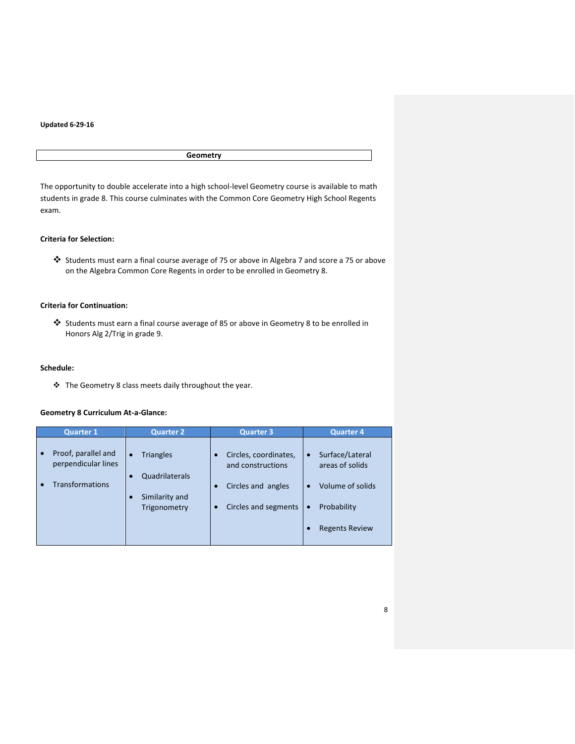**Updated 6-29-16**

## Geometry

The opportunity to double accelerate into a high school-level Geometry course is available to math students in grade 8. This course culminates with the Common Core Geometry High School Regents exam.

**Criteria for Selection:**

- Students must earn a final course average of 75 or above in Algebra 7 and score a 75 or above on the Algebra Common Core Regents in order to be enrolled in Geometry 8.

**Criteria for Continuation:**

- Students must earn a final course average of 85 or above in Geometry 8 to be enrolled in Honors Alg 2/Trig in grade 9.

**Schedule:**

- The Geometry 8 class meets daily throughout the year.

**Geometry 8 Curriculum At-a-Glance:**

| Quarter 1 | Quarter 2 | Quarter 3 | Quarter 4 |
|---|---|---|---|
| • Proof, parallel and perpendicular lines<br>• Transformations | • Triangles<br>• Quadrilaterals<br>• Similarity and Trigonometry | • Circles, coordinates, and constructions<br>• Circles and angles<br>• Circles and segments | • Surface/Lateral areas of solids<br>• Volume of solids<br>• Probability<br>• Regents Review |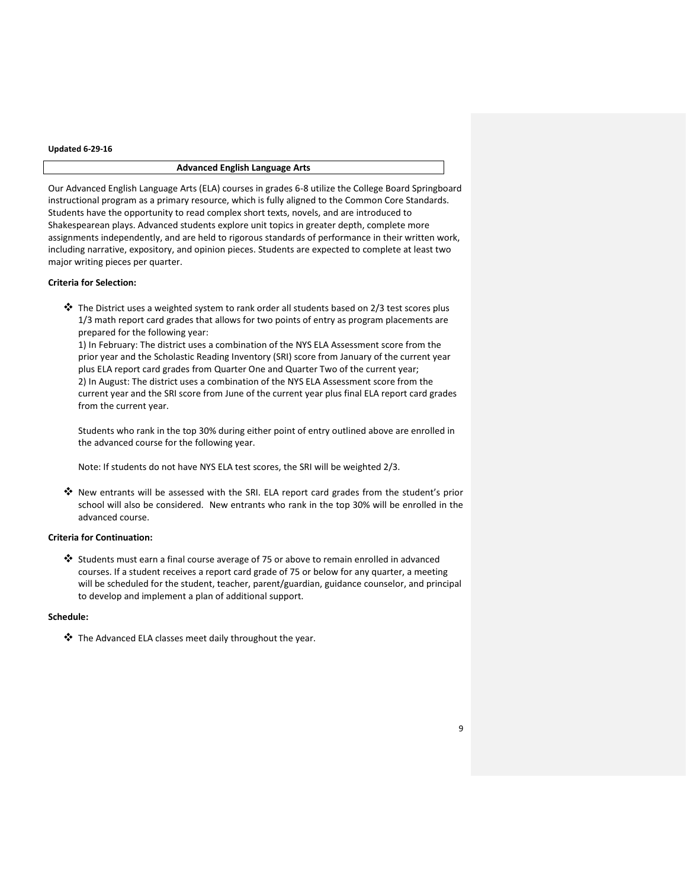**Updated 6-29-16**

## Advanced English Language Arts

Our Advanced English Language Arts (ELA) courses in grades 6-8 utilize the College Board Springboard instructional program as a primary resource, which is fully aligned to the Common Core Standards. Students have the opportunity to read complex short texts, novels, and are introduced to Shakespearean plays. Advanced students explore unit topics in greater depth, complete more assignments independently, and are held to rigorous standards of performance in their written work, including narrative, expository, and opinion pieces. Students are expected to complete at least two major writing pieces per quarter.

**Criteria for Selection:**

- The District uses a weighted system to rank order all students based on 2/3 test scores plus 1/3 math report card grades that allows for two points of entry as program placements are prepared for the following year:

  1) In February: The district uses a combination of the NYS ELA Assessment score from the prior year and the Scholastic Reading Inventory (SRI) score from January of the current year plus ELA report card grades from Quarter One and Quarter Two of the current year;
  2) In August: The district uses a combination of the NYS ELA Assessment score from the current year and the SRI score from June of the current year plus final ELA report card grades from the current year.

  Students who rank in the top 30% during either point of entry outlined above are enrolled in the advanced course for the following year.

  Note: If students do not have NYS ELA test scores, the SRI will be weighted 2/3.

- New entrants will be assessed with the SRI. ELA report card grades from the student's prior school will also be considered. New entrants who rank in the top 30% will be enrolled in the advanced course.

**Criteria for Continuation:**

- Students must earn a final course average of 75 or above to remain enrolled in advanced courses. If a student receives a report card grade of 75 or below for any quarter, a meeting will be scheduled for the student, teacher, parent/guardian, guidance counselor, and principal to develop and implement a plan of additional support.

**Schedule:**

- The Advanced ELA classes meet daily throughout the year.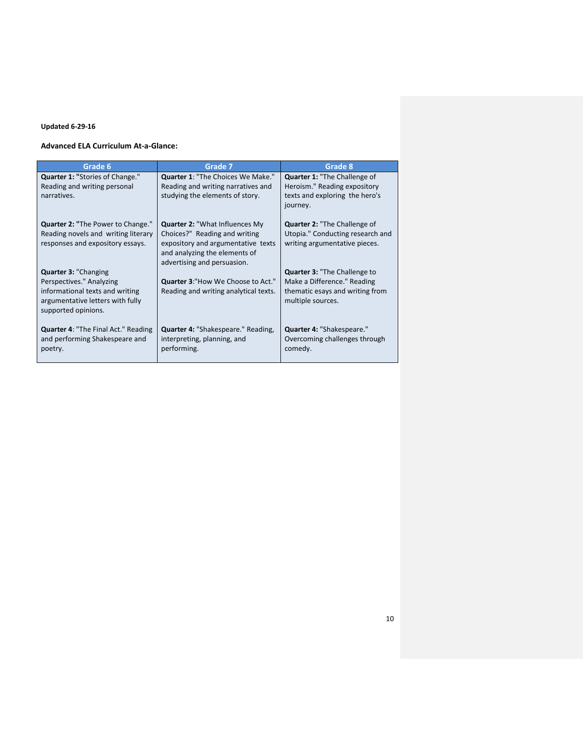**Updated 6-29-16**

**Advanced ELA Curriculum At-a-Glance:**

| Grade 6 | Grade 7 | Grade 8 |
|---|---|---|
| **Quarter 1: "**Stories of Change." Reading and writing personal narratives. | **Quarter 1**: "The Choices We Make." Reading and writing narratives and studying the elements of story. | **Quarter 1:** "The Challenge of Heroism." Reading expository texts and exploring the hero's journey. |
| **Quarter 2: "**The Power to Change." Reading novels and writing literary responses and expository essays. | **Quarter 2:** "What Influences My Choices?" Reading and writing expository and argumentative texts and analyzing the elements of advertising and persuasion. | **Quarter 2:** "The Challenge of Utopia." Conducting research and writing argumentative pieces. |
| **Quarter 3:** "Changing Perspectives." Analyzing informational texts and writing argumentative letters with fully supported opinions. | **Quarter 3**:"How We Choose to Act." Reading and writing analytical texts. | **Quarter 3:** "The Challenge to Make a Difference." Reading thematic essays and writing from multiple sources. |
| **Quarter 4**: "The Final Act." Reading and performing Shakespeare and poetry. | **Quarter 4:** "Shakespeare." Reading, interpreting, planning, and performing. | **Quarter 4:** "Shakespeare." Overcoming challenges through comedy. |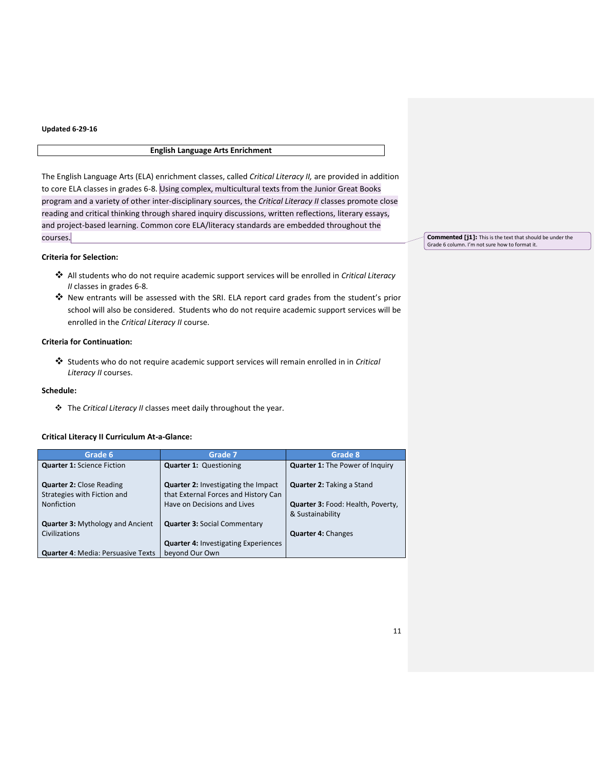Updated 6-29-16

## English Language Arts Enrichment

The English Language Arts (ELA) enrichment classes, called *Critical Literacy II,* are provided in addition to core ELA classes in grades 6-8. Using complex, multicultural texts from the Junior Great Books program and a variety of other inter-disciplinary sources, the *Critical Literacy II* classes promote close reading and critical thinking through shared inquiry discussions, written reflections, literary essays, and project-based learning. Common core ELA/literacy standards are embedded throughout the courses.

**Commented [j1]:** This is the text that should be under the Grade 6 column. I'm not sure how to format it.

**Criteria for Selection:**

- All students who do not require academic support services will be enrolled in *Critical Literacy II* classes in grades 6-8.
- New entrants will be assessed with the SRI. ELA report card grades from the student's prior school will also be considered. Students who do not require academic support services will be enrolled in the *Critical Literacy II* course.

**Criteria for Continuation:**

- Students who do not require academic support services will remain enrolled in in *Critical Literacy II* courses.

**Schedule:**

- The *Critical Literacy II* classes meet daily throughout the year.

**Critical Literacy II Curriculum At-a-Glance:**

| Grade 6 | Grade 7 | Grade 8 |
|---|---|---|
| **Quarter 1:** Science Fiction | **Quarter 1:** Questioning | **Quarter 1:** The Power of Inquiry |
| **Quarter 2:** Close Reading Strategies with Fiction and Nonfiction | **Quarter 2:** Investigating the Impact that External Forces and History Can Have on Decisions and Lives | **Quarter 2:** Taking a Stand |
| **Quarter 3:** Mythology and Ancient Civilizations | **Quarter 3:** Social Commentary | **Quarter 3:** Food: Health, Poverty, & Sustainability |
| **Quarter 4**: Media: Persuasive Texts | **Quarter 4:** Investigating Experiences beyond Our Own | **Quarter 4:** Changes |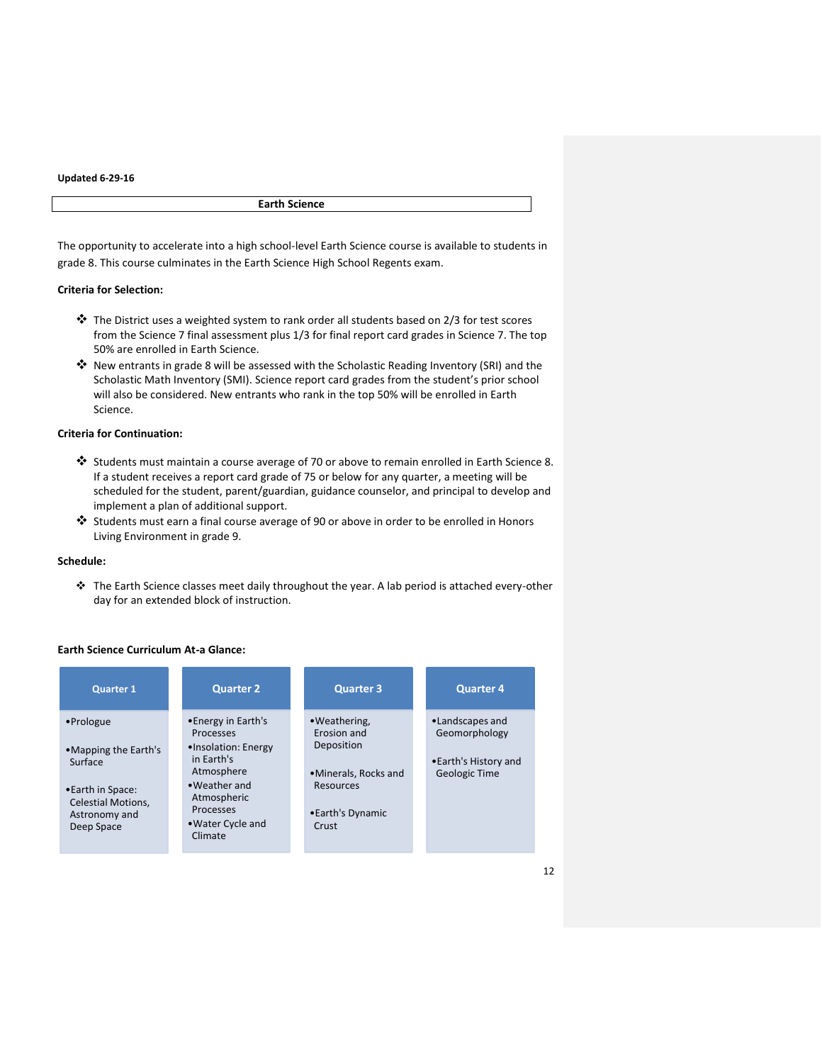Updated 6-29-16

## Earth Science

The opportunity to accelerate into a high school-level Earth Science course is available to students in grade 8. This course culminates in the Earth Science High School Regents exam.

**Criteria for Selection:**

- The District uses a weighted system to rank order all students based on 2/3 for test scores from the Science 7 final assessment plus 1/3 for final report card grades in Science 7. The top 50% are enrolled in Earth Science.
- New entrants in grade 8 will be assessed with the Scholastic Reading Inventory (SRI) and the Scholastic Math Inventory (SMI). Science report card grades from the student's prior school will also be considered. New entrants who rank in the top 50% will be enrolled in Earth Science.

**Criteria for Continuation:**

- Students must maintain a course average of 70 or above to remain enrolled in Earth Science 8. If a student receives a report card grade of 75 or below for any quarter, a meeting will be scheduled for the student, parent/guardian, guidance counselor, and principal to develop and implement a plan of additional support.
- Students must earn a final course average of 90 or above in order to be enrolled in Honors Living Environment in grade 9.

**Schedule:**

- The Earth Science classes meet daily throughout the year. A lab period is attached every-other day for an extended block of instruction.

**Earth Science Curriculum At-a Glance:**

| Quarter 1 | Quarter 2 | Quarter 3 | Quarter 4 |
|---|---|---|---|
| • Prologue<br>• Mapping the Earth's Surface<br>• Earth in Space: Celestial Motions, Astronomy and Deep Space | • Energy in Earth's Processes<br>• Insolation: Energy in Earth's Atmosphere<br>• Weather and Atmospheric Processes<br>• Water Cycle and Climate | • Weathering, Erosion and Deposition<br>• Minerals, Rocks and Resources<br>• Earth's Dynamic Crust | • Landscapes and Geomorphology<br>• Earth's History and Geologic Time |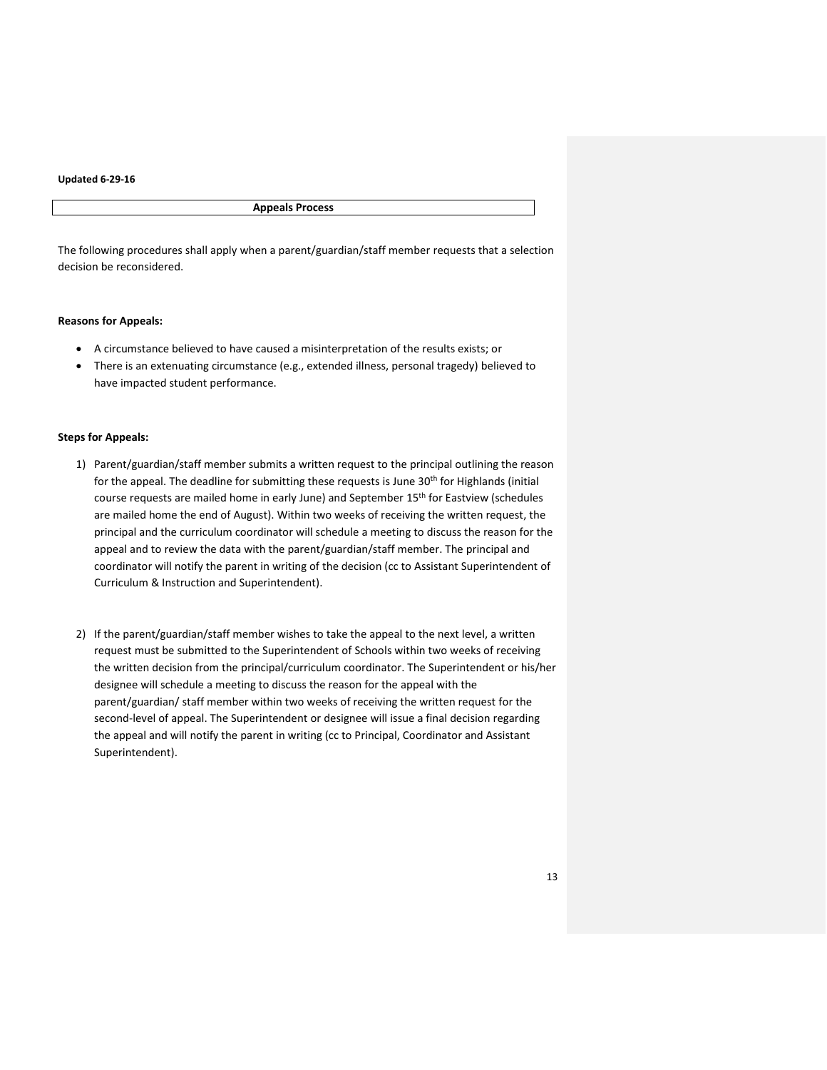**Updated 6-29-16**

## Appeals Process

The following procedures shall apply when a parent/guardian/staff member requests that a selection decision be reconsidered.

**Reasons for Appeals:**

- A circumstance believed to have caused a misinterpretation of the results exists; or
- There is an extenuating circumstance (e.g., extended illness, personal tragedy) believed to have impacted student performance.

**Steps for Appeals:**

1) Parent/guardian/staff member submits a written request to the principal outlining the reason for the appeal. The deadline for submitting these requests is June 30th for Highlands (initial course requests are mailed home in early June) and September 15th for Eastview (schedules are mailed home the end of August). Within two weeks of receiving the written request, the principal and the curriculum coordinator will schedule a meeting to discuss the reason for the appeal and to review the data with the parent/guardian/staff member. The principal and coordinator will notify the parent in writing of the decision (cc to Assistant Superintendent of Curriculum & Instruction and Superintendent).

2) If the parent/guardian/staff member wishes to take the appeal to the next level, a written request must be submitted to the Superintendent of Schools within two weeks of receiving the written decision from the principal/curriculum coordinator. The Superintendent or his/her designee will schedule a meeting to discuss the reason for the appeal with the parent/guardian/ staff member within two weeks of receiving the written request for the second-level of appeal. The Superintendent or designee will issue a final decision regarding the appeal and will notify the parent in writing (cc to Principal, Coordinator and Assistant Superintendent).